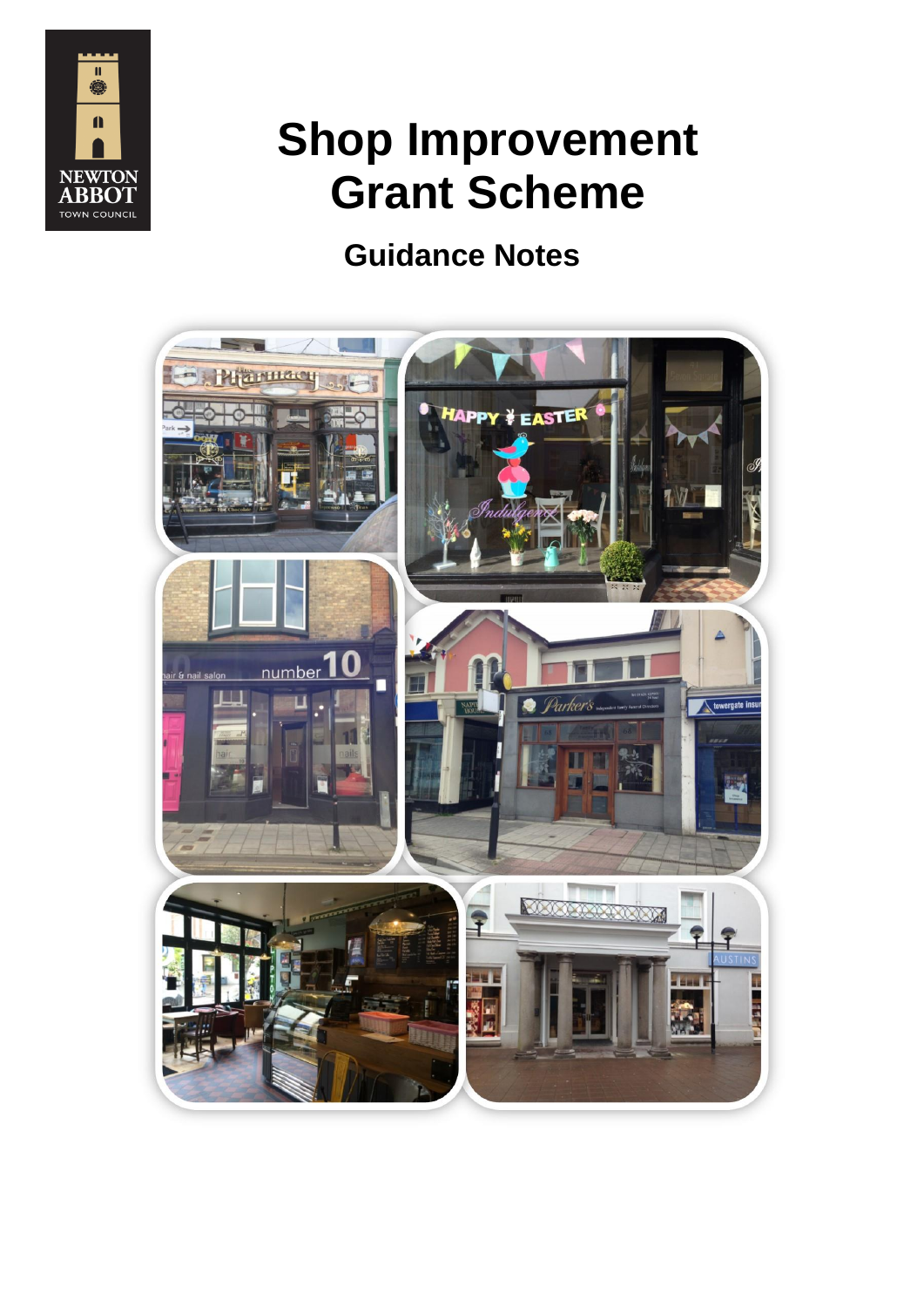# Shop Improvement Grant Scheme

## Guidance Notes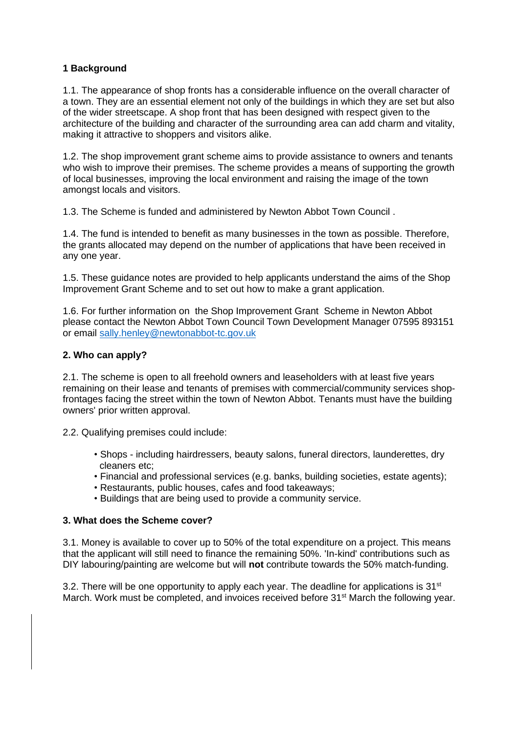## 1 Background

1.1. The appearance of shop fronts has a considerable influence on the overall character of a town. They are an essential element not only of the buildings in which they are set but also of the wider streetscape. A shop front that has been designed with respect given to the architecture of the building and character of the surrounding area can add charm and vitality, making it attractive to shoppers and visitors alike.

1.2. The shop improvement grant scheme aims to provide assistance to owners and tenants who wish to improve their premises. The scheme provides a means of supporting the growth of local businesses, improving the local environment and raising the image of the town amongst locals and visitors.

1.3. The Scheme is funded and administered by Newton Abbot Town Council .

1.4. The fund is intended to benefit as many businesses in the town as possible. Therefore, the grants allocated may depend on the number of applications that have been received in any one year.

1.5. These guidance notes are provided to help applicants understand the aims of the Shop Improvement Grant Scheme and to set out how to make a grant application.

1.6. For further information on the Shop Improvement Grant Scheme in Newton Abbot please contact the Newton Abbot Town Council Town Development Manager 07595 893151 or email [sally.henley@newtonabbot-tc.gov.uk](mailto:sally.henley@newtonabbot-tc.gov.uk)

## 2. Who can apply?

2.1. The scheme is open to all freehold owners and leaseholders with at least five years remaining on their lease and tenants of premises with commercial/community services shop-frontages facing the street within the town of Newton Abbot. Tenants must have the building owners' prior written approval.

2.2. Qualifying premises could include:

- Shops - including hairdressers, beauty salons, funeral directors, launderettes, dry cleaners etc;
- Financial and professional services (e.g. banks, building societies, estate agents);
- Restaurants, public houses, cafes and food takeaways;
- Buildings that are being used to provide a community service.

## 3. What does the Scheme cover?

3.1. Money is available to cover up to 50% of the total expenditure on a project. This means that the applicant will still need to finance the remaining 50%. 'In-kind' contributions such as DIY labouring/painting are welcome but will **not** contribute towards the 50% match-funding.

3.2. There will be one opportunity to apply each year. The deadline for applications is 31st March. Work must be completed, and invoices received before 31st March the following year.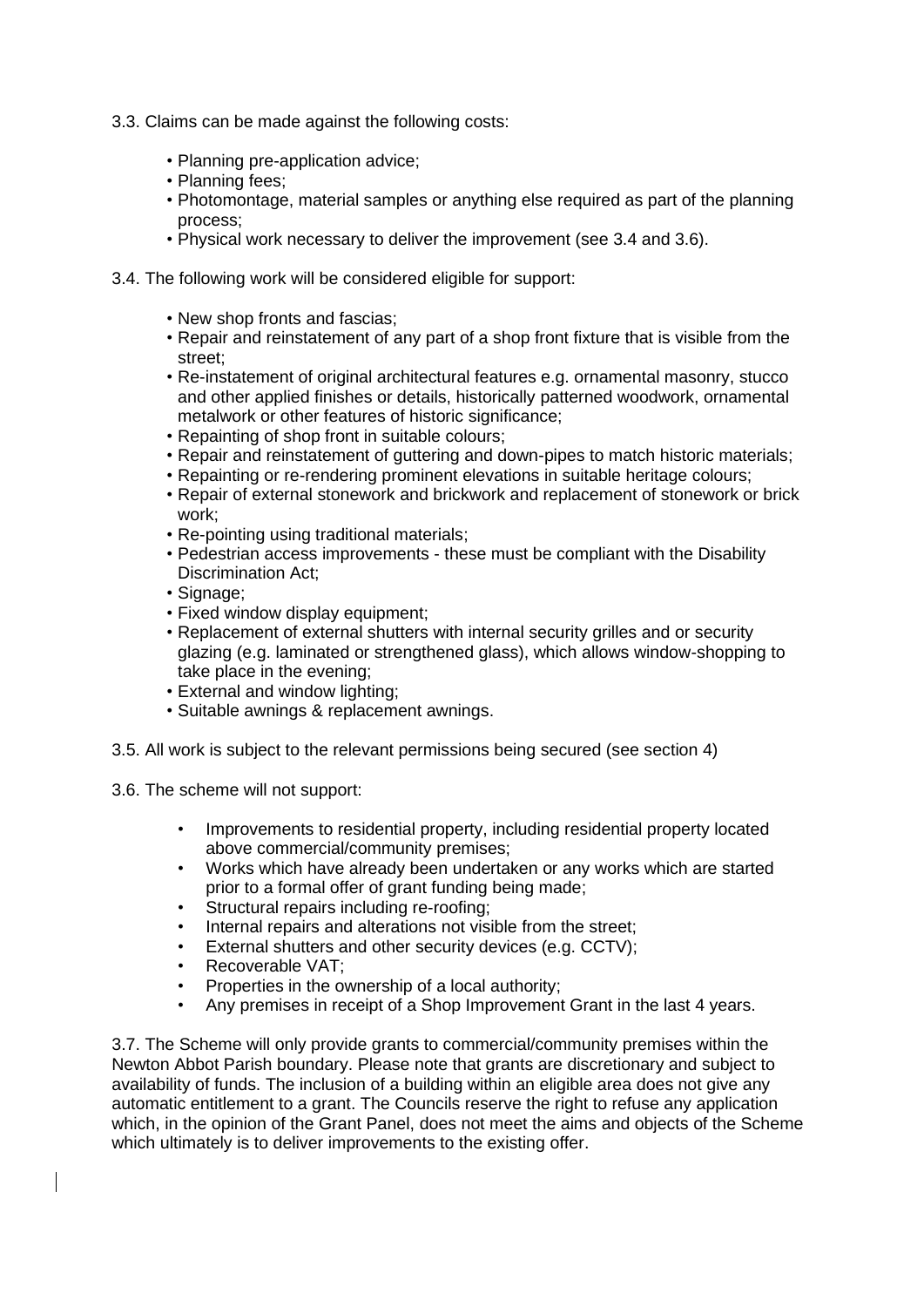3.3. Claims can be made against the following costs:

- Planning pre-application advice;
- Planning fees;
- Photomontage, material samples or anything else required as part of the planning process;
- Physical work necessary to deliver the improvement (see 3.4 and 3.6).

3.4. The following work will be considered eligible for support:

- New shop fronts and fascias;
- Repair and reinstatement of any part of a shop front fixture that is visible from the street;
- Re-instatement of original architectural features e.g. ornamental masonry, stucco and other applied finishes or details, historically patterned woodwork, ornamental metalwork or other features of historic significance;
- Repainting of shop front in suitable colours;
- Repair and reinstatement of guttering and down-pipes to match historic materials;
- Repainting or re-rendering prominent elevations in suitable heritage colours;
- Repair of external stonework and brickwork and replacement of stonework or brick work;
- Re-pointing using traditional materials;
- Pedestrian access improvements - these must be compliant with the Disability Discrimination Act;
- Signage;
- Fixed window display equipment;
- Replacement of external shutters with internal security grilles and or security glazing (e.g. laminated or strengthened glass), which allows window-shopping to take place in the evening;
- External and window lighting;
- Suitable awnings & replacement awnings.

3.5. All work is subject to the relevant permissions being secured (see section 4)

3.6. The scheme will not support:

- Improvements to residential property, including residential property located above commercial/community premises;
- Works which have already been undertaken or any works which are started prior to a formal offer of grant funding being made;
- Structural repairs including re-roofing;
- Internal repairs and alterations not visible from the street;
- External shutters and other security devices (e.g. CCTV);
- Recoverable VAT;
- Properties in the ownership of a local authority;
- Any premises in receipt of a Shop Improvement Grant in the last 4 years.

3.7. The Scheme will only provide grants to commercial/community premises within the Newton Abbot Parish boundary. Please note that grants are discretionary and subject to availability of funds. The inclusion of a building within an eligible area does not give any automatic entitlement to a grant. The Councils reserve the right to refuse any application which, in the opinion of the Grant Panel, does not meet the aims and objects of the Scheme which ultimately is to deliver improvements to the existing offer.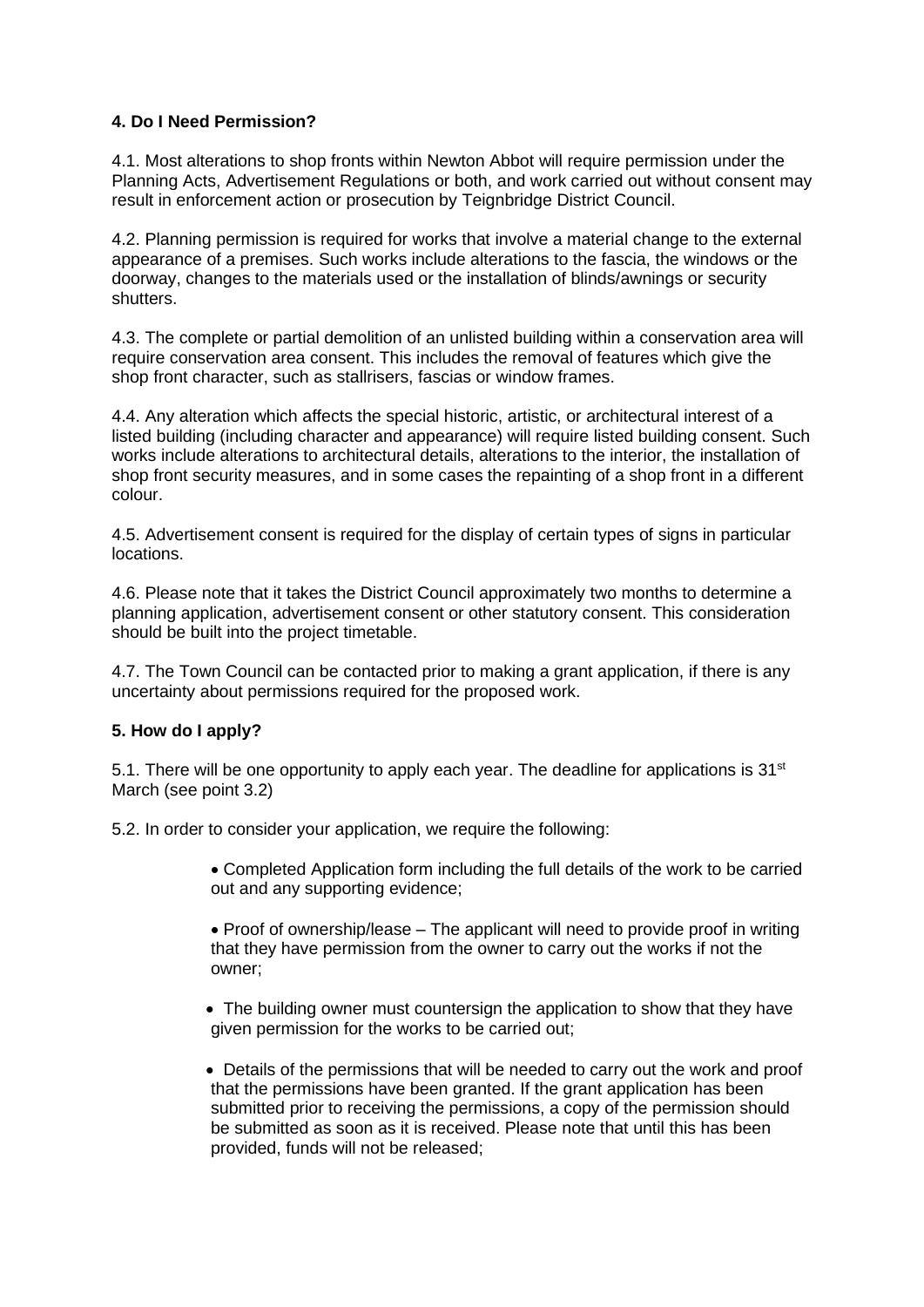### 4. Do I Need Permission?

4.1. Most alterations to shop fronts within Newton Abbot will require permission under the Planning Acts, Advertisement Regulations or both, and work carried out without consent may result in enforcement action or prosecution by Teignbridge District Council.

4.2. Planning permission is required for works that involve a material change to the external appearance of a premises. Such works include alterations to the fascia, the windows or the doorway, changes to the materials used or the installation of blinds/awnings or security shutters.

4.3. The complete or partial demolition of an unlisted building within a conservation area will require conservation area consent. This includes the removal of features which give the shop front character, such as stallrisers, fascias or window frames.

4.4. Any alteration which affects the special historic, artistic, or architectural interest of a listed building (including character and appearance) will require listed building consent. Such works include alterations to architectural details, alterations to the interior, the installation of shop front security measures, and in some cases the repainting of a shop front in a different colour.

4.5. Advertisement consent is required for the display of certain types of signs in particular locations.

4.6. Please note that it takes the District Council approximately two months to determine a planning application, advertisement consent or other statutory consent. This consideration should be built into the project timetable.

4.7. The Town Council can be contacted prior to making a grant application, if there is any uncertainty about permissions required for the proposed work.

### 5. How do I apply?

5.1. There will be one opportunity to apply each year. The deadline for applications is 31st March (see point 3.2)

5.2. In order to consider your application, we require the following:

- Completed Application form including the full details of the work to be carried out and any supporting evidence;
- Proof of ownership/lease – The applicant will need to provide proof in writing that they have permission from the owner to carry out the works if not the owner;
- The building owner must countersign the application to show that they have given permission for the works to be carried out;
- Details of the permissions that will be needed to carry out the work and proof that the permissions have been granted. If the grant application has been submitted prior to receiving the permissions, a copy of the permission should be submitted as soon as it is received. Please note that until this has been provided, funds will not be released;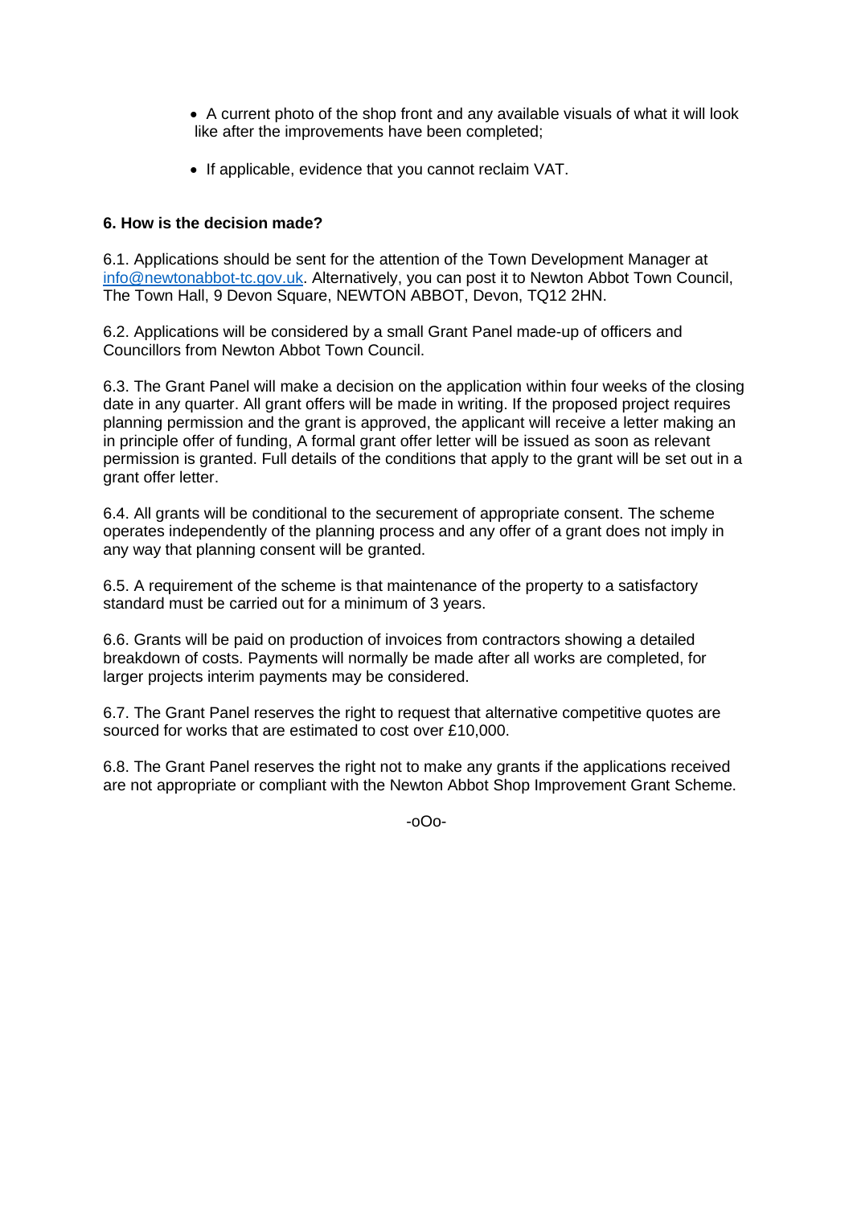- A current photo of the shop front and any available visuals of what it will look like after the improvements have been completed;
- If applicable, evidence that you cannot reclaim VAT.

**6. How is the decision made?**

6.1. Applications should be sent for the attention of the Town Development Manager at info@newtonabbot-tc.gov.uk. Alternatively, you can post it to Newton Abbot Town Council, The Town Hall, 9 Devon Square, NEWTON ABBOT, Devon, TQ12 2HN.

6.2. Applications will be considered by a small Grant Panel made-up of officers and Councillors from Newton Abbot Town Council.

6.3. The Grant Panel will make a decision on the application within four weeks of the closing date in any quarter. All grant offers will be made in writing. If the proposed project requires planning permission and the grant is approved, the applicant will receive a letter making an in principle offer of funding, A formal grant offer letter will be issued as soon as relevant permission is granted. Full details of the conditions that apply to the grant will be set out in a grant offer letter.

6.4. All grants will be conditional to the securement of appropriate consent. The scheme operates independently of the planning process and any offer of a grant does not imply in any way that planning consent will be granted.

6.5. A requirement of the scheme is that maintenance of the property to a satisfactory standard must be carried out for a minimum of 3 years.

6.6. Grants will be paid on production of invoices from contractors showing a detailed breakdown of costs. Payments will normally be made after all works are completed, for larger projects interim payments may be considered.

6.7. The Grant Panel reserves the right to request that alternative competitive quotes are sourced for works that are estimated to cost over £10,000.

6.8. The Grant Panel reserves the right not to make any grants if the applications received are not appropriate or compliant with the Newton Abbot Shop Improvement Grant Scheme.

-oOo-